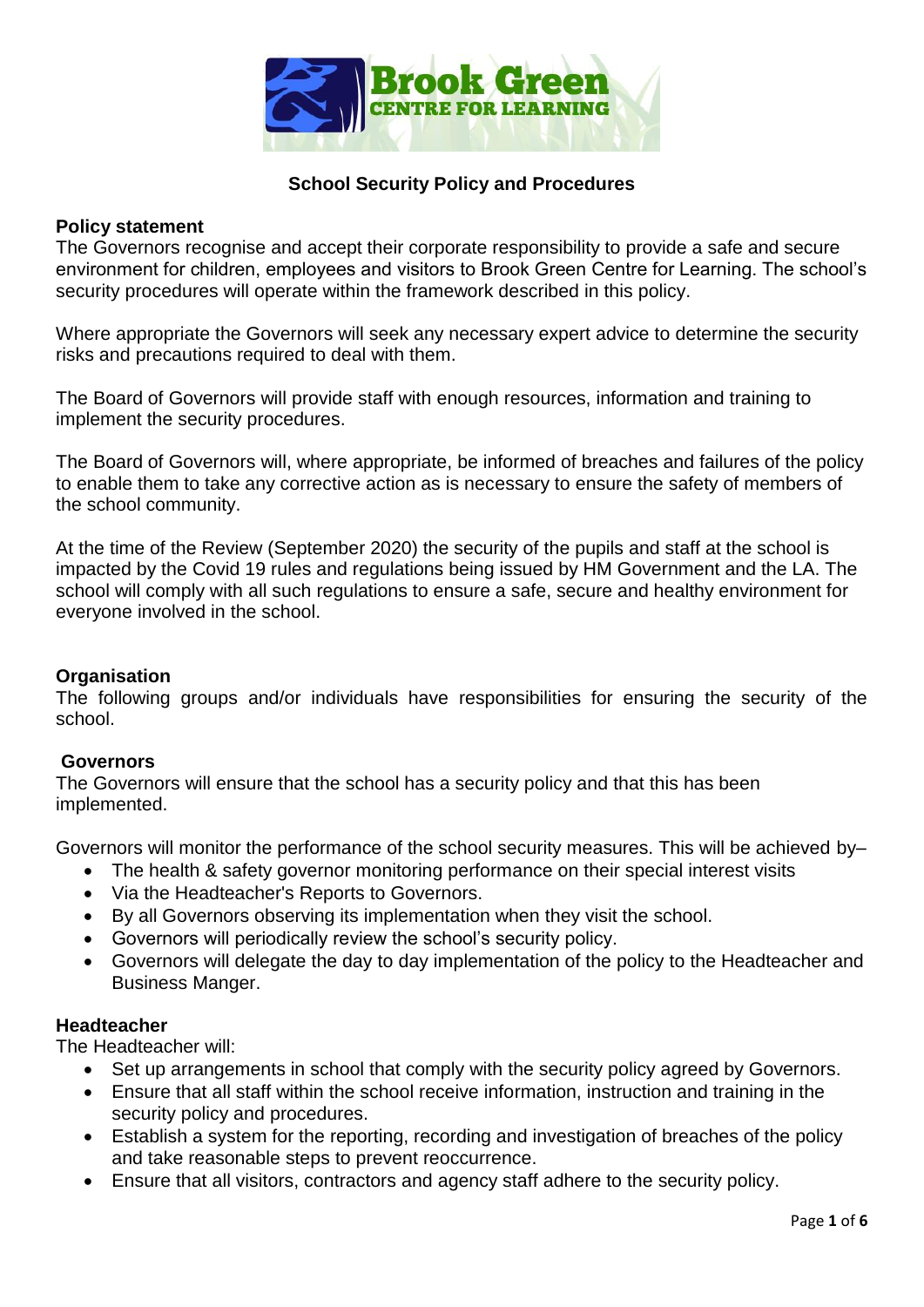Brook Green
CENTRE FOR LEARNING

# School Security Policy and Procedures

## Policy statement

The Governors recognise and accept their corporate responsibility to provide a safe and secure environment for children, employees and visitors to Brook Green Centre for Learning. The school's security procedures will operate within the framework described in this policy.

Where appropriate the Governors will seek any necessary expert advice to determine the security risks and precautions required to deal with them.

The Board of Governors will provide staff with enough resources, information and training to implement the security procedures.

The Board of Governors will, where appropriate, be informed of breaches and failures of the policy to enable them to take any corrective action as is necessary to ensure the safety of members of the school community.

At the time of the Review (September 2020) the security of the pupils and staff at the school is impacted by the Covid 19 rules and regulations being issued by HM Government and the LA. The school will comply with all such regulations to ensure a safe, secure and healthy environment for everyone involved in the school.

## Organisation

The following groups and/or individuals have responsibilities for ensuring the security of the school.

### Governors

The Governors will ensure that the school has a security policy and that this has been implemented.

Governors will monitor the performance of the school security measures. This will be achieved by–

- The health & safety governor monitoring performance on their special interest visits
- Via the Headteacher's Reports to Governors.
- By all Governors observing its implementation when they visit the school.
- Governors will periodically review the school's security policy.
- Governors will delegate the day to day implementation of the policy to the Headteacher and Business Manger.

### Headteacher

The Headteacher will:

- Set up arrangements in school that comply with the security policy agreed by Governors.
- Ensure that all staff within the school receive information, instruction and training in the security policy and procedures.
- Establish a system for the reporting, recording and investigation of breaches of the policy and take reasonable steps to prevent reoccurrence.
- Ensure that all visitors, contractors and agency staff adhere to the security policy.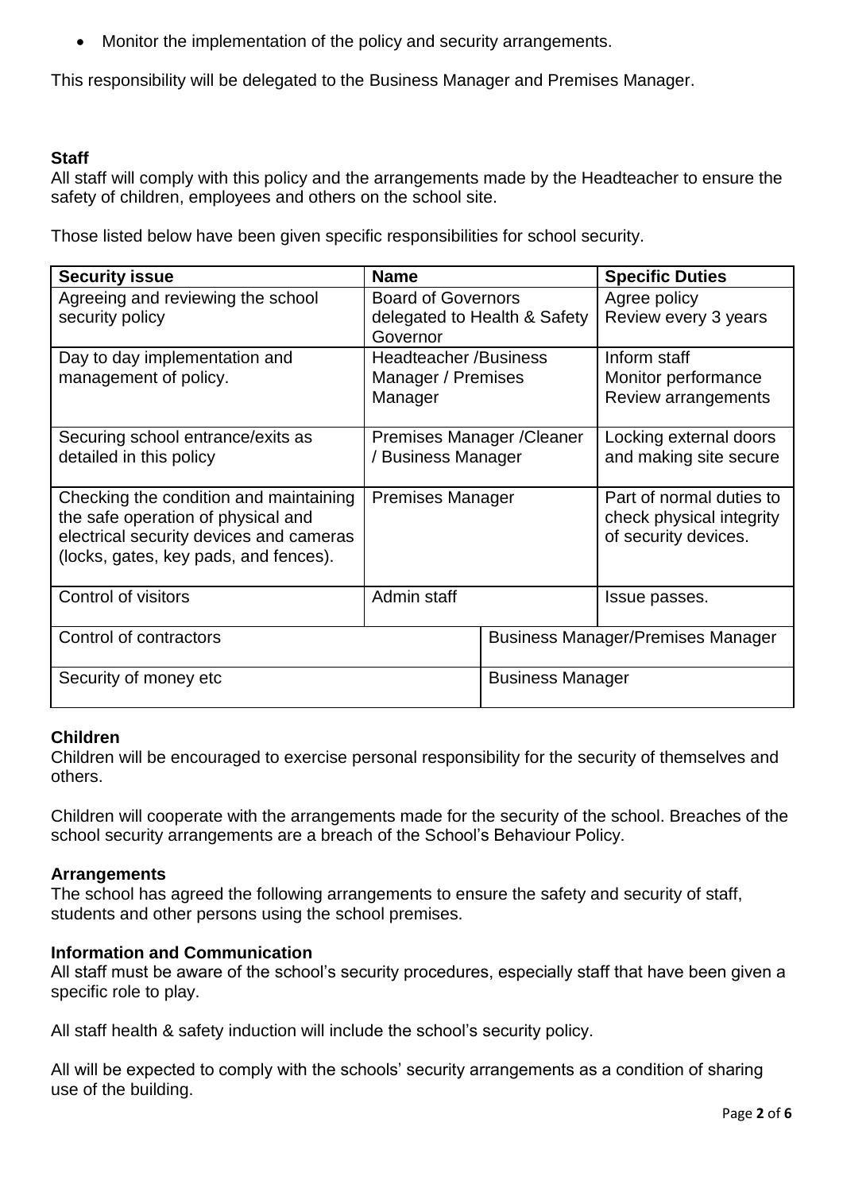- Monitor the implementation of the policy and security arrangements.

This responsibility will be delegated to the Business Manager and Premises Manager.

**Staff**
All staff will comply with this policy and the arrangements made by the Headteacher to ensure the safety of children, employees and others on the school site.

Those listed below have been given specific responsibilities for school security.

| Security issue | Name | Specific Duties |
|---|---|---|
| Agreeing and reviewing the school security policy | Board of Governors delegated to Health & Safety Governor | Agree policy<br>Review every 3 years |
| Day to day implementation and management of policy. | Headteacher /Business Manager / Premises Manager | Inform staff<br>Monitor performance<br>Review arrangements |
| Securing school entrance/exits as detailed in this policy | Premises Manager /Cleaner / Business Manager | Locking external doors and making site secure |
| Checking the condition and maintaining the safe operation of physical and electrical security devices and cameras (locks, gates, key pads, and fences). | Premises Manager | Part of normal duties to check physical integrity of security devices. |
| Control of visitors | Admin staff | Issue passes. |
| Control of contractors | Business Manager/Premises Manager | |
| Security of money etc | Business Manager | |

**Children**
Children will be encouraged to exercise personal responsibility for the security of themselves and others.

Children will cooperate with the arrangements made for the security of the school. Breaches of the school security arrangements are a breach of the School's Behaviour Policy.

**Arrangements**
The school has agreed the following arrangements to ensure the safety and security of staff, students and other persons using the school premises.

**Information and Communication**
All staff must be aware of the school's security procedures, especially staff that have been given a specific role to play.

All staff health & safety induction will include the school's security policy.

All will be expected to comply with the schools' security arrangements as a condition of sharing use of the building.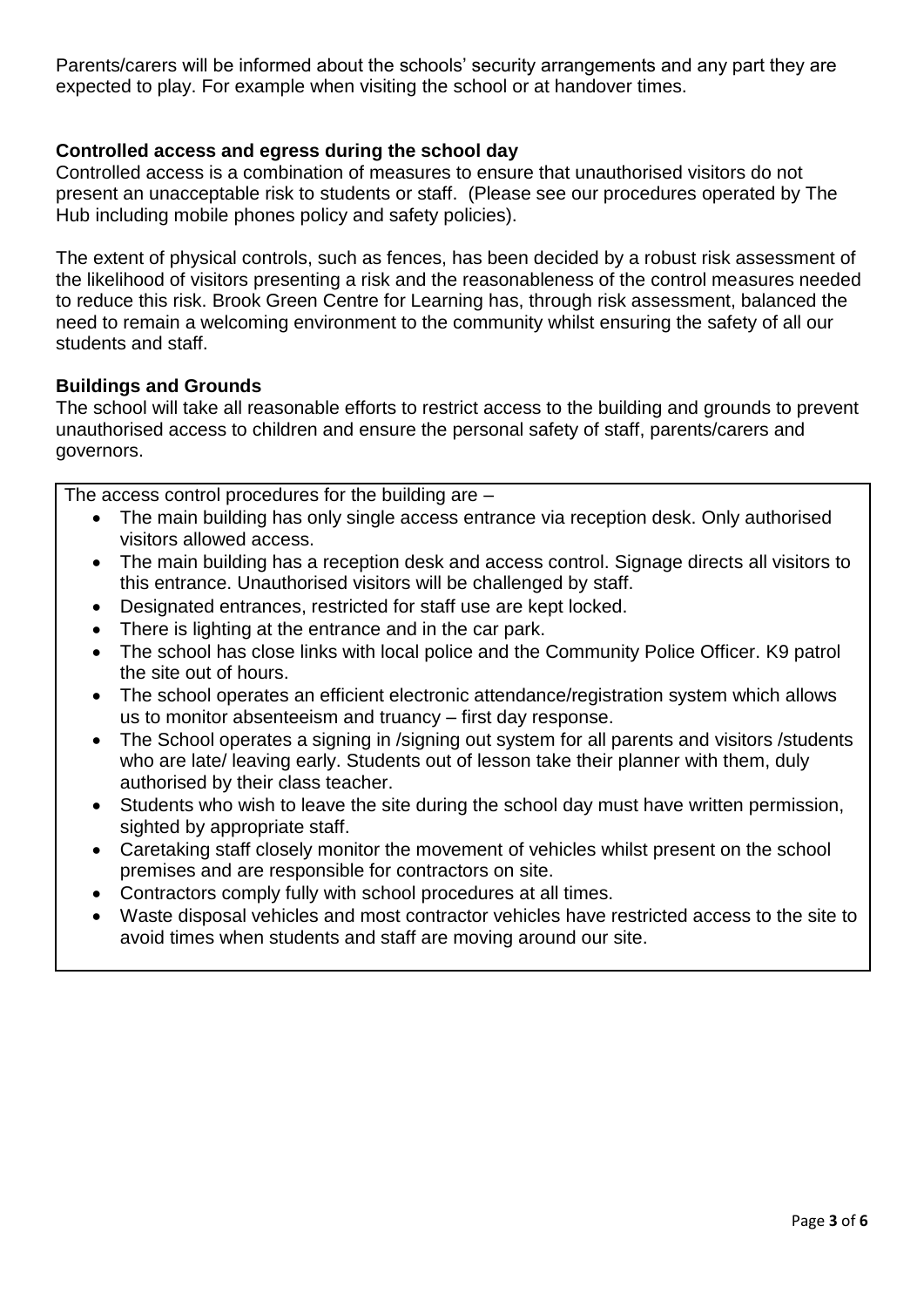Parents/carers will be informed about the schools' security arrangements and any part they are expected to play. For example when visiting the school or at handover times.

**Controlled access and egress during the school day**

Controlled access is a combination of measures to ensure that unauthorised visitors do not present an unacceptable risk to students or staff. (Please see our procedures operated by The Hub including mobile phones policy and safety policies).

The extent of physical controls, such as fences, has been decided by a robust risk assessment of the likelihood of visitors presenting a risk and the reasonableness of the control measures needed to reduce this risk. Brook Green Centre for Learning has, through risk assessment, balanced the need to remain a welcoming environment to the community whilst ensuring the safety of all our students and staff.

**Buildings and Grounds**

The school will take all reasonable efforts to restrict access to the building and grounds to prevent unauthorised access to children and ensure the personal safety of staff, parents/carers and governors.

The access control procedures for the building are –

- The main building has only single access entrance via reception desk. Only authorised visitors allowed access.
- The main building has a reception desk and access control. Signage directs all visitors to this entrance. Unauthorised visitors will be challenged by staff.
- Designated entrances, restricted for staff use are kept locked.
- There is lighting at the entrance and in the car park.
- The school has close links with local police and the Community Police Officer. K9 patrol the site out of hours.
- The school operates an efficient electronic attendance/registration system which allows us to monitor absenteeism and truancy – first day response.
- The School operates a signing in /signing out system for all parents and visitors /students who are late/ leaving early. Students out of lesson take their planner with them, duly authorised by their class teacher.
- Students who wish to leave the site during the school day must have written permission, sighted by appropriate staff.
- Caretaking staff closely monitor the movement of vehicles whilst present on the school premises and are responsible for contractors on site.
- Contractors comply fully with school procedures at all times.
- Waste disposal vehicles and most contractor vehicles have restricted access to the site to avoid times when students and staff are moving around our site.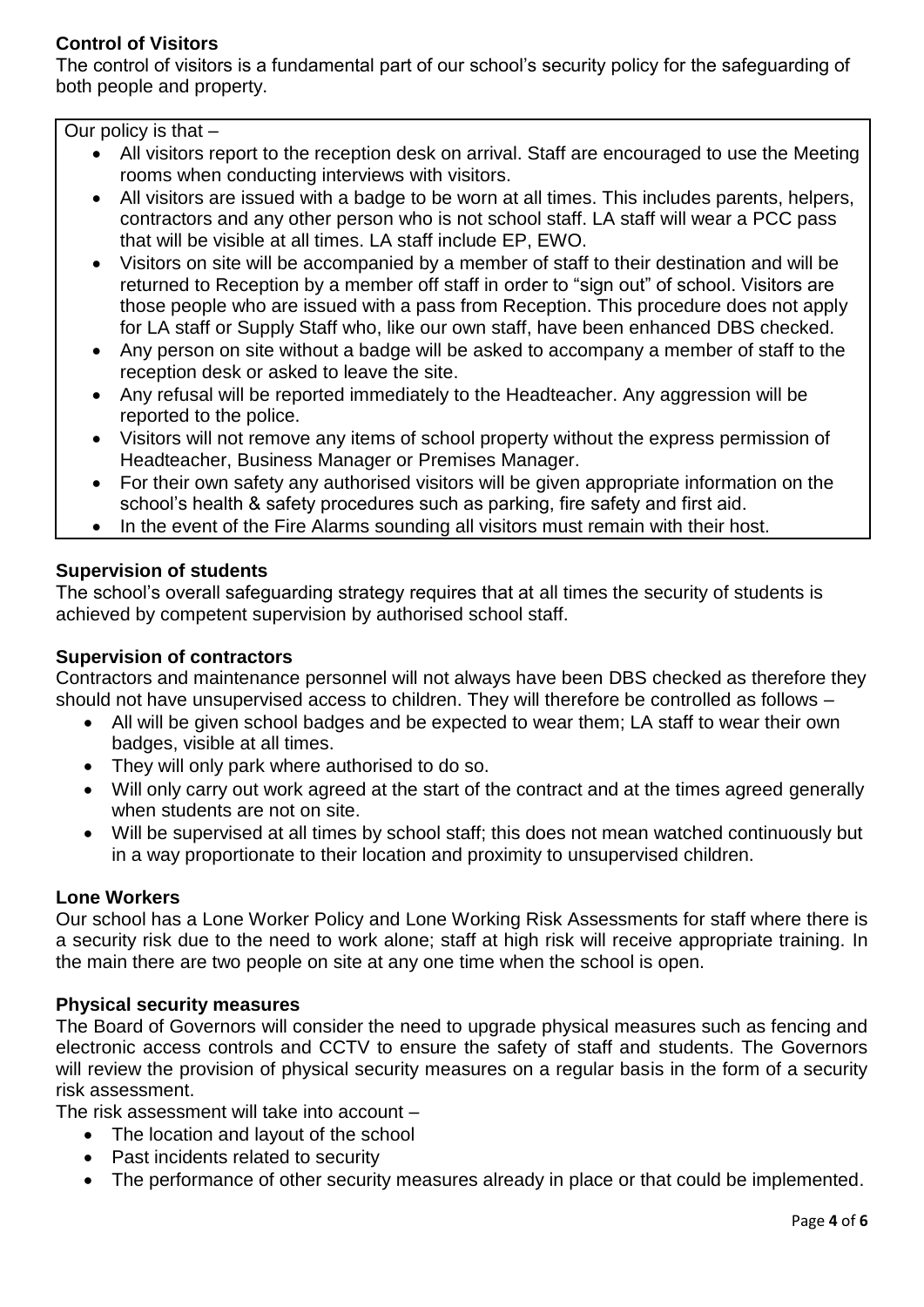**Control of Visitors**

The control of visitors is a fundamental part of our school's security policy for the safeguarding of both people and property.

Our policy is that –

- All visitors report to the reception desk on arrival. Staff are encouraged to use the Meeting rooms when conducting interviews with visitors.
- All visitors are issued with a badge to be worn at all times. This includes parents, helpers, contractors and any other person who is not school staff. LA staff will wear a PCC pass that will be visible at all times. LA staff include EP, EWO.
- Visitors on site will be accompanied by a member of staff to their destination and will be returned to Reception by a member off staff in order to "sign out" of school. Visitors are those people who are issued with a pass from Reception. This procedure does not apply for LA staff or Supply Staff who, like our own staff, have been enhanced DBS checked.
- Any person on site without a badge will be asked to accompany a member of staff to the reception desk or asked to leave the site.
- Any refusal will be reported immediately to the Headteacher. Any aggression will be reported to the police.
- Visitors will not remove any items of school property without the express permission of Headteacher, Business Manager or Premises Manager.
- For their own safety any authorised visitors will be given appropriate information on the school's health & safety procedures such as parking, fire safety and first aid.
- In the event of the Fire Alarms sounding all visitors must remain with their host.

**Supervision of students**

The school's overall safeguarding strategy requires that at all times the security of students is achieved by competent supervision by authorised school staff.

**Supervision of contractors**

Contractors and maintenance personnel will not always have been DBS checked as therefore they should not have unsupervised access to children. They will therefore be controlled as follows –

- All will be given school badges and be expected to wear them; LA staff to wear their own badges, visible at all times.
- They will only park where authorised to do so.
- Will only carry out work agreed at the start of the contract and at the times agreed generally when students are not on site.
- Will be supervised at all times by school staff; this does not mean watched continuously but in a way proportionate to their location and proximity to unsupervised children.

**Lone Workers**

Our school has a Lone Worker Policy and Lone Working Risk Assessments for staff where there is a security risk due to the need to work alone; staff at high risk will receive appropriate training. In the main there are two people on site at any one time when the school is open.

**Physical security measures**

The Board of Governors will consider the need to upgrade physical measures such as fencing and electronic access controls and CCTV to ensure the safety of staff and students. The Governors will review the provision of physical security measures on a regular basis in the form of a security risk assessment.

The risk assessment will take into account –

- The location and layout of the school
- Past incidents related to security
- The performance of other security measures already in place or that could be implemented.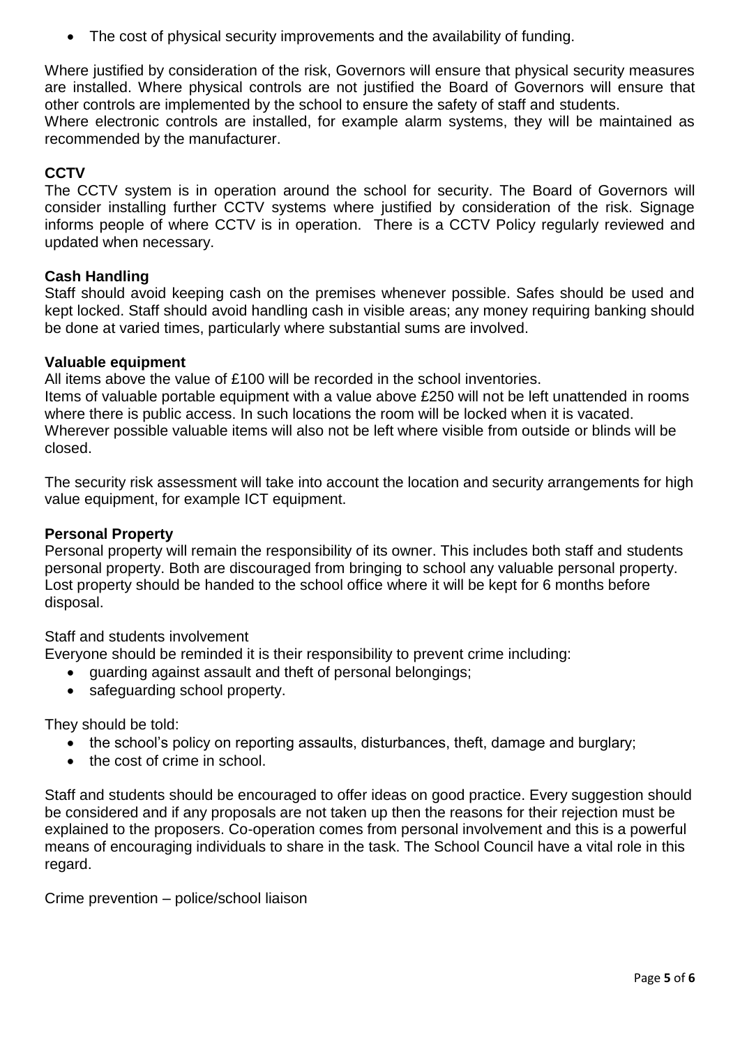- The cost of physical security improvements and the availability of funding.

Where justified by consideration of the risk, Governors will ensure that physical security measures are installed. Where physical controls are not justified the Board of Governors will ensure that other controls are implemented by the school to ensure the safety of staff and students.
Where electronic controls are installed, for example alarm systems, they will be maintained as recommended by the manufacturer.

**CCTV**
The CCTV system is in operation around the school for security. The Board of Governors will consider installing further CCTV systems where justified by consideration of the risk. Signage informs people of where CCTV is in operation. There is a CCTV Policy regularly reviewed and updated when necessary.

**Cash Handling**
Staff should avoid keeping cash on the premises whenever possible. Safes should be used and kept locked. Staff should avoid handling cash in visible areas; any money requiring banking should be done at varied times, particularly where substantial sums are involved.

**Valuable equipment**
All items above the value of £100 will be recorded in the school inventories.
Items of valuable portable equipment with a value above £250 will not be left unattended in rooms where there is public access. In such locations the room will be locked when it is vacated. Wherever possible valuable items will also not be left where visible from outside or blinds will be closed.

The security risk assessment will take into account the location and security arrangements for high value equipment, for example ICT equipment.

**Personal Property**
Personal property will remain the responsibility of its owner. This includes both staff and students personal property. Both are discouraged from bringing to school any valuable personal property. Lost property should be handed to the school office where it will be kept for 6 months before disposal.

Staff and students involvement
Everyone should be reminded it is their responsibility to prevent crime including:

- guarding against assault and theft of personal belongings;
- safeguarding school property.

They should be told:

- the school's policy on reporting assaults, disturbances, theft, damage and burglary;
- the cost of crime in school.

Staff and students should be encouraged to offer ideas on good practice. Every suggestion should be considered and if any proposals are not taken up then the reasons for their rejection must be explained to the proposers. Co-operation comes from personal involvement and this is a powerful means of encouraging individuals to share in the task. The School Council have a vital role in this regard.

Crime prevention – police/school liaison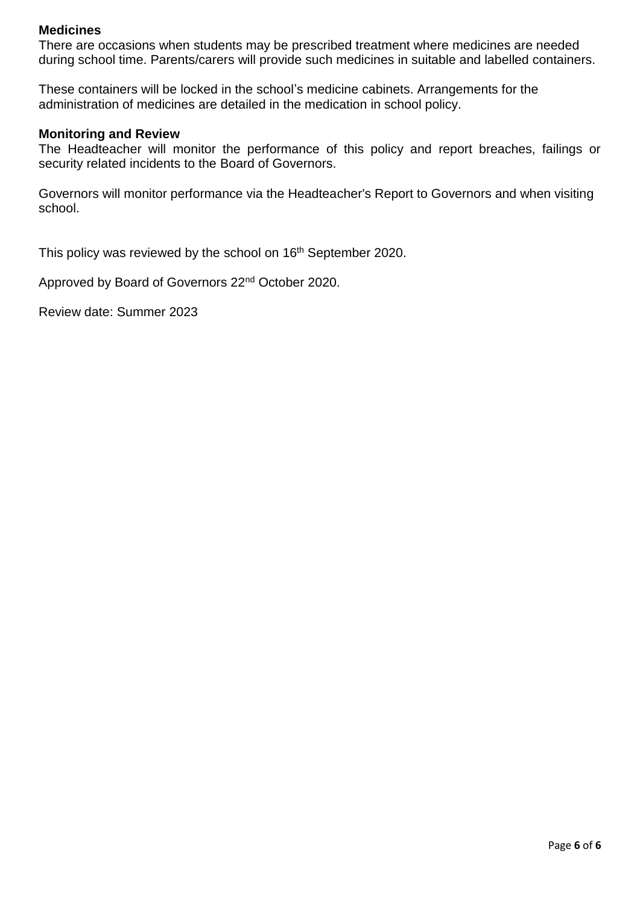**Medicines**

There are occasions when students may be prescribed treatment where medicines are needed during school time. Parents/carers will provide such medicines in suitable and labelled containers.

These containers will be locked in the school's medicine cabinets. Arrangements for the administration of medicines are detailed in the medication in school policy.

**Monitoring and Review**

The Headteacher will monitor the performance of this policy and report breaches, failings or security related incidents to the Board of Governors.

Governors will monitor performance via the Headteacher's Report to Governors and when visiting school.

This policy was reviewed by the school on 16th September 2020.

Approved by Board of Governors 22nd October 2020.

Review date: Summer 2023